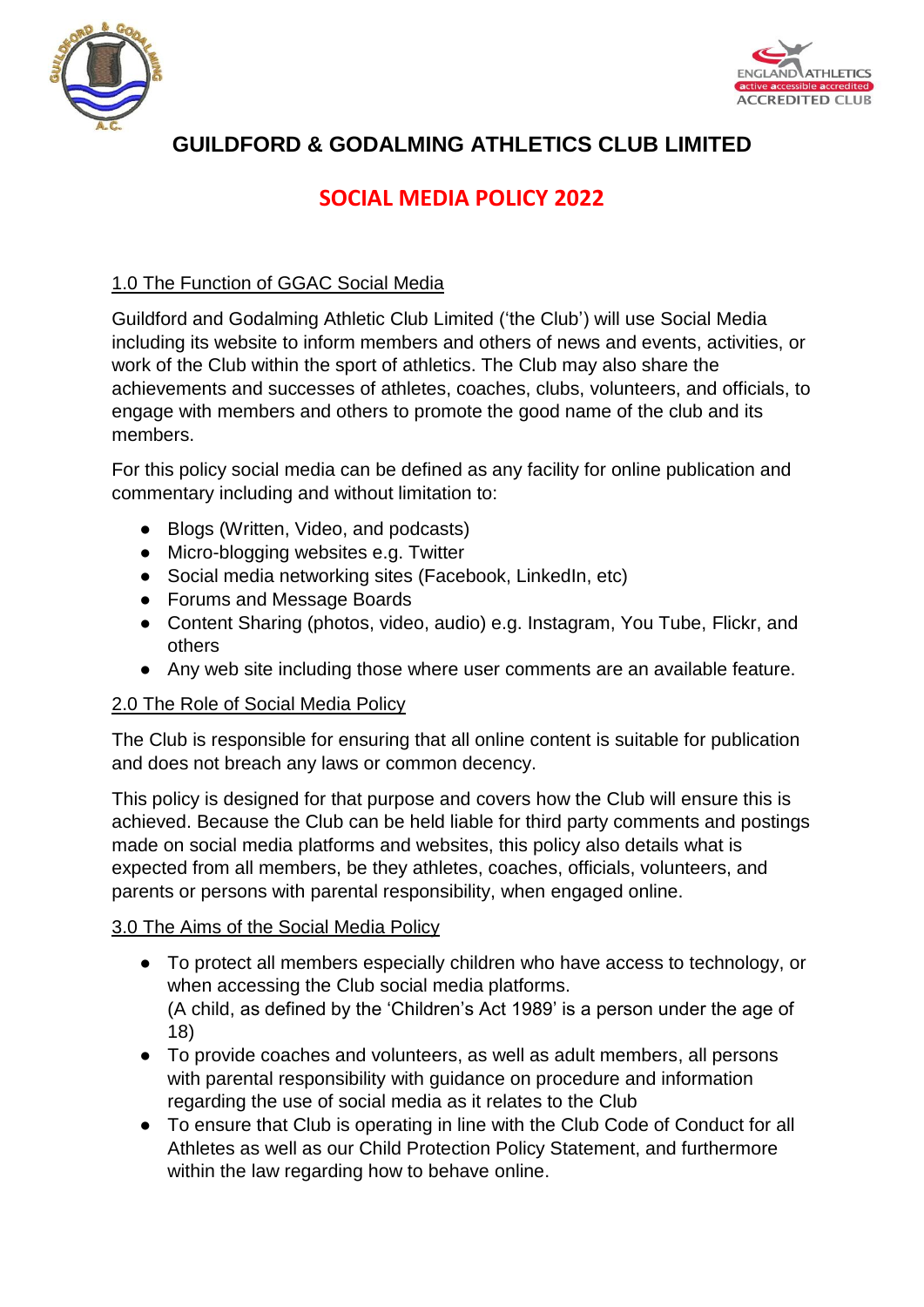# GUILDFORD & GODALMING ATHLETICS CLUB LIMITED

## SOCIAL MEDIA POLICY 2022

### 1.0 The Function of GGAC Social Media

Guildford and Godalming Athletic Club Limited ('the Club') will use Social Media including its website to inform members and others of news and events, activities, or work of the Club within the sport of athletics. The Club may also share the achievements and successes of athletes, coaches, clubs, volunteers, and officials, to engage with members and others to promote the good name of the club and its members.

For this policy social media can be defined as any facility for online publication and commentary including and without limitation to:

- Blogs (Written, Video, and podcasts)
- Micro-blogging websites e.g. Twitter
- Social media networking sites (Facebook, LinkedIn, etc)
- Forums and Message Boards
- Content Sharing (photos, video, audio) e.g. Instagram, You Tube, Flickr, and others
- Any web site including those where user comments are an available feature.

### 2.0 The Role of Social Media Policy

The Club is responsible for ensuring that all online content is suitable for publication and does not breach any laws or common decency.

This policy is designed for that purpose and covers how the Club will ensure this is achieved. Because the Club can be held liable for third party comments and postings made on social media platforms and websites, this policy also details what is expected from all members, be they athletes, coaches, officials, volunteers, and parents or persons with parental responsibility, when engaged online.

### 3.0 The Aims of the Social Media Policy

- To protect all members especially children who have access to technology, or when accessing the Club social media platforms.
  (A child, as defined by the 'Children's Act 1989' is a person under the age of 18)
- To provide coaches and volunteers, as well as adult members, all persons with parental responsibility with guidance on procedure and information regarding the use of social media as it relates to the Club
- To ensure that Club is operating in line with the Club Code of Conduct for all Athletes as well as our Child Protection Policy Statement, and furthermore within the law regarding how to behave online.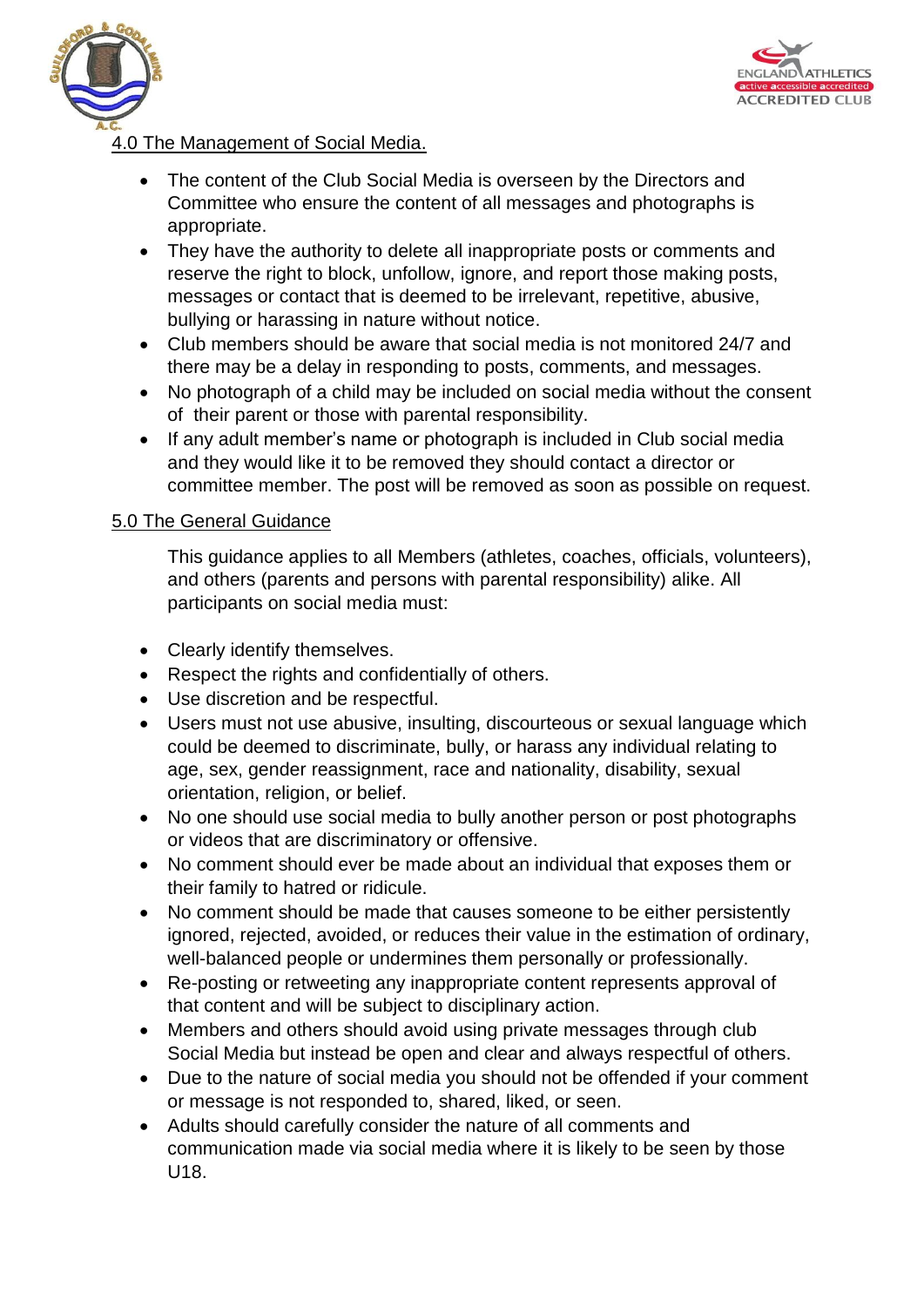## 4.0 The Management of Social Media.

- The content of the Club Social Media is overseen by the Directors and Committee who ensure the content of all messages and photographs is appropriate.
- They have the authority to delete all inappropriate posts or comments and reserve the right to block, unfollow, ignore, and report those making posts, messages or contact that is deemed to be irrelevant, repetitive, abusive, bullying or harassing in nature without notice.
- Club members should be aware that social media is not monitored 24/7 and there may be a delay in responding to posts, comments, and messages.
- No photograph of a child may be included on social media without the consent of their parent or those with parental responsibility.
- If any adult member's name or photograph is included in Club social media and they would like it to be removed they should contact a director or committee member. The post will be removed as soon as possible on request.

## 5.0 The General Guidance

This guidance applies to all Members (athletes, coaches, officials, volunteers), and others (parents and persons with parental responsibility) alike. All participants on social media must:

- Clearly identify themselves.
- Respect the rights and confidentially of others.
- Use discretion and be respectful.
- Users must not use abusive, insulting, discourteous or sexual language which could be deemed to discriminate, bully, or harass any individual relating to age, sex, gender reassignment, race and nationality, disability, sexual orientation, religion, or belief.
- No one should use social media to bully another person or post photographs or videos that are discriminatory or offensive.
- No comment should ever be made about an individual that exposes them or their family to hatred or ridicule.
- No comment should be made that causes someone to be either persistently ignored, rejected, avoided, or reduces their value in the estimation of ordinary, well-balanced people or undermines them personally or professionally.
- Re-posting or retweeting any inappropriate content represents approval of that content and will be subject to disciplinary action.
- Members and others should avoid using private messages through club Social Media but instead be open and clear and always respectful of others.
- Due to the nature of social media you should not be offended if your comment or message is not responded to, shared, liked, or seen.
- Adults should carefully consider the nature of all comments and communication made via social media where it is likely to be seen by those U18.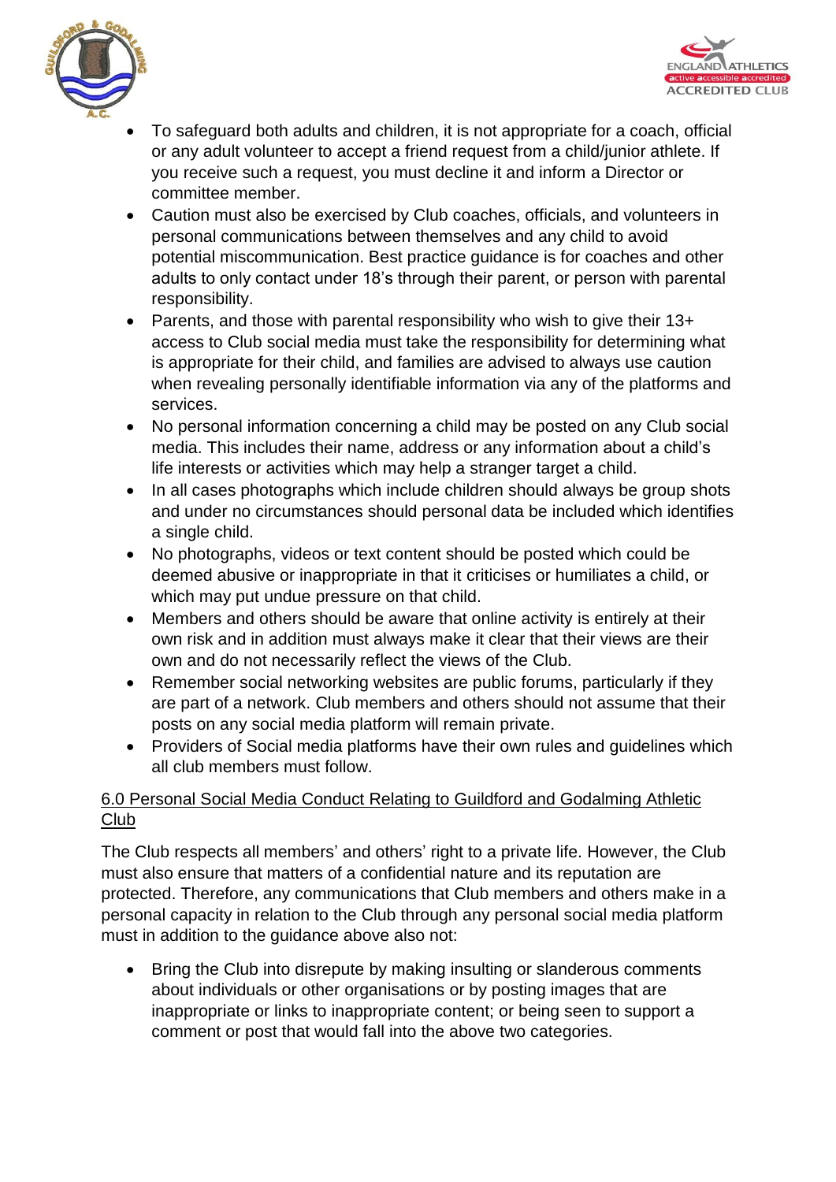- To safeguard both adults and children, it is not appropriate for a coach, official or any adult volunteer to accept a friend request from a child/junior athlete. If you receive such a request, you must decline it and inform a Director or committee member.
- Caution must also be exercised by Club coaches, officials, and volunteers in personal communications between themselves and any child to avoid potential miscommunication. Best practice guidance is for coaches and other adults to only contact under 18's through their parent, or person with parental responsibility.
- Parents, and those with parental responsibility who wish to give their 13+ access to Club social media must take the responsibility for determining what is appropriate for their child, and families are advised to always use caution when revealing personally identifiable information via any of the platforms and services.
- No personal information concerning a child may be posted on any Club social media. This includes their name, address or any information about a child's life interests or activities which may help a stranger target a child.
- In all cases photographs which include children should always be group shots and under no circumstances should personal data be included which identifies a single child.
- No photographs, videos or text content should be posted which could be deemed abusive or inappropriate in that it criticises or humiliates a child, or which may put undue pressure on that child.
- Members and others should be aware that online activity is entirely at their own risk and in addition must always make it clear that their views are their own and do not necessarily reflect the views of the Club.
- Remember social networking websites are public forums, particularly if they are part of a network. Club members and others should not assume that their posts on any social media platform will remain private.
- Providers of Social media platforms have their own rules and guidelines which all club members must follow.

## 6.0 Personal Social Media Conduct Relating to Guildford and Godalming Athletic Club

The Club respects all members' and others' right to a private life. However, the Club must also ensure that matters of a confidential nature and its reputation are protected. Therefore, any communications that Club members and others make in a personal capacity in relation to the Club through any personal social media platform must in addition to the guidance above also not:

- Bring the Club into disrepute by making insulting or slanderous comments about individuals or other organisations or by posting images that are inappropriate or links to inappropriate content; or being seen to support a comment or post that would fall into the above two categories.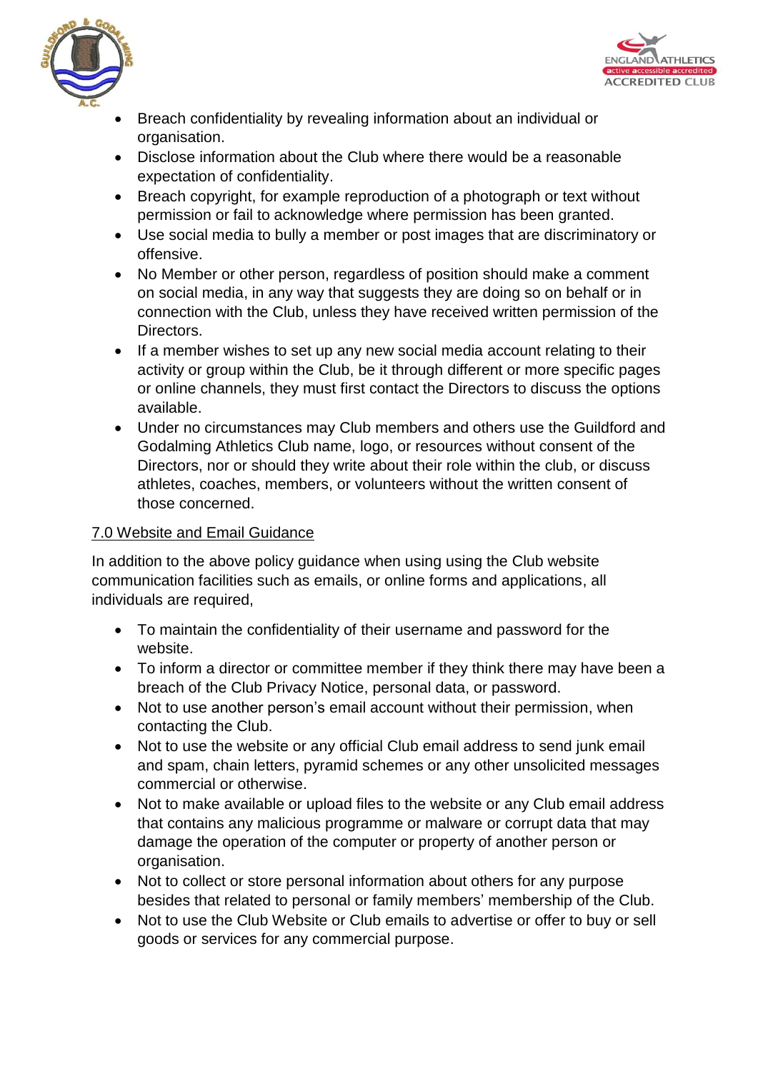- Breach confidentiality by revealing information about an individual or organisation.
- Disclose information about the Club where there would be a reasonable expectation of confidentiality.
- Breach copyright, for example reproduction of a photograph or text without permission or fail to acknowledge where permission has been granted.
- Use social media to bully a member or post images that are discriminatory or offensive.
- No Member or other person, regardless of position should make a comment on social media, in any way that suggests they are doing so on behalf or in connection with the Club, unless they have received written permission of the Directors.
- If a member wishes to set up any new social media account relating to their activity or group within the Club, be it through different or more specific pages or online channels, they must first contact the Directors to discuss the options available.
- Under no circumstances may Club members and others use the Guildford and Godalming Athletics Club name, logo, or resources without consent of the Directors, nor or should they write about their role within the club, or discuss athletes, coaches, members, or volunteers without the written consent of those concerned.

## 7.0 Website and Email Guidance

In addition to the above policy guidance when using using the Club website communication facilities such as emails, or online forms and applications, all individuals are required,

- To maintain the confidentiality of their username and password for the website.
- To inform a director or committee member if they think there may have been a breach of the Club Privacy Notice, personal data, or password.
- Not to use another person's email account without their permission, when contacting the Club.
- Not to use the website or any official Club email address to send junk email and spam, chain letters, pyramid schemes or any other unsolicited messages commercial or otherwise.
- Not to make available or upload files to the website or any Club email address that contains any malicious programme or malware or corrupt data that may damage the operation of the computer or property of another person or organisation.
- Not to collect or store personal information about others for any purpose besides that related to personal or family members' membership of the Club.
- Not to use the Club Website or Club emails to advertise or offer to buy or sell goods or services for any commercial purpose.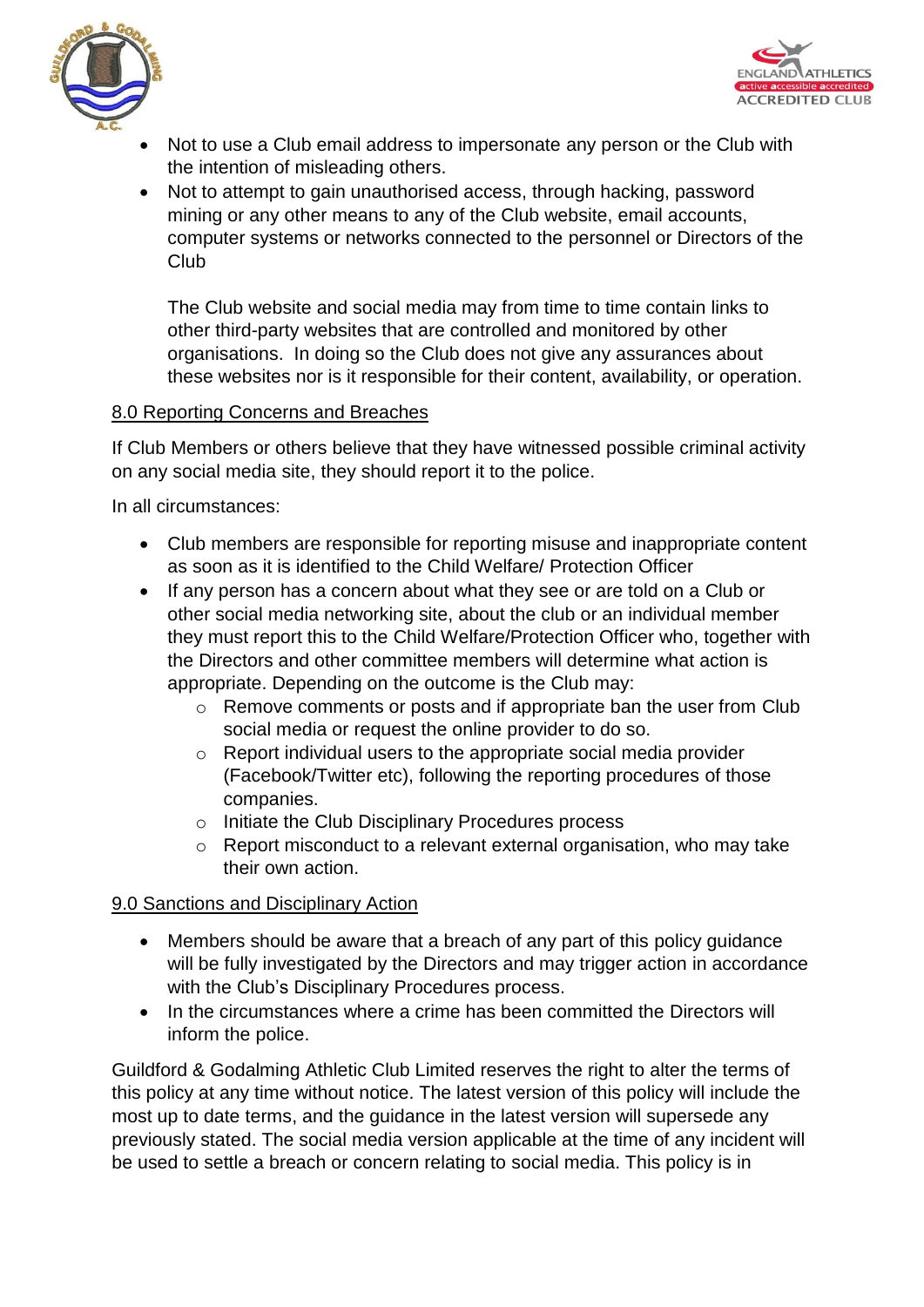- Not to use a Club email address to impersonate any person or the Club with the intention of misleading others.
- Not to attempt to gain unauthorised access, through hacking, password mining or any other means to any of the Club website, email accounts, computer systems or networks connected to the personnel or Directors of the Club

  The Club website and social media may from time to time contain links to other third-party websites that are controlled and monitored by other organisations. In doing so the Club does not give any assurances about these websites nor is it responsible for their content, availability, or operation.

## 8.0 Reporting Concerns and Breaches

If Club Members or others believe that they have witnessed possible criminal activity on any social media site, they should report it to the police.

In all circumstances:

- Club members are responsible for reporting misuse and inappropriate content as soon as it is identified to the Child Welfare/ Protection Officer
- If any person has a concern about what they see or are told on a Club or other social media networking site, about the club or an individual member they must report this to the Child Welfare/Protection Officer who, together with the Directors and other committee members will determine what action is appropriate. Depending on the outcome is the Club may:
  - Remove comments or posts and if appropriate ban the user from Club social media or request the online provider to do so.
  - Report individual users to the appropriate social media provider (Facebook/Twitter etc), following the reporting procedures of those companies.
  - Initiate the Club Disciplinary Procedures process
  - Report misconduct to a relevant external organisation, who may take their own action.

## 9.0 Sanctions and Disciplinary Action

- Members should be aware that a breach of any part of this policy guidance will be fully investigated by the Directors and may trigger action in accordance with the Club's Disciplinary Procedures process.
- In the circumstances where a crime has been committed the Directors will inform the police.

Guildford & Godalming Athletic Club Limited reserves the right to alter the terms of this policy at any time without notice. The latest version of this policy will include the most up to date terms, and the guidance in the latest version will supersede any previously stated. The social media version applicable at the time of any incident will be used to settle a breach or concern relating to social media. This policy is in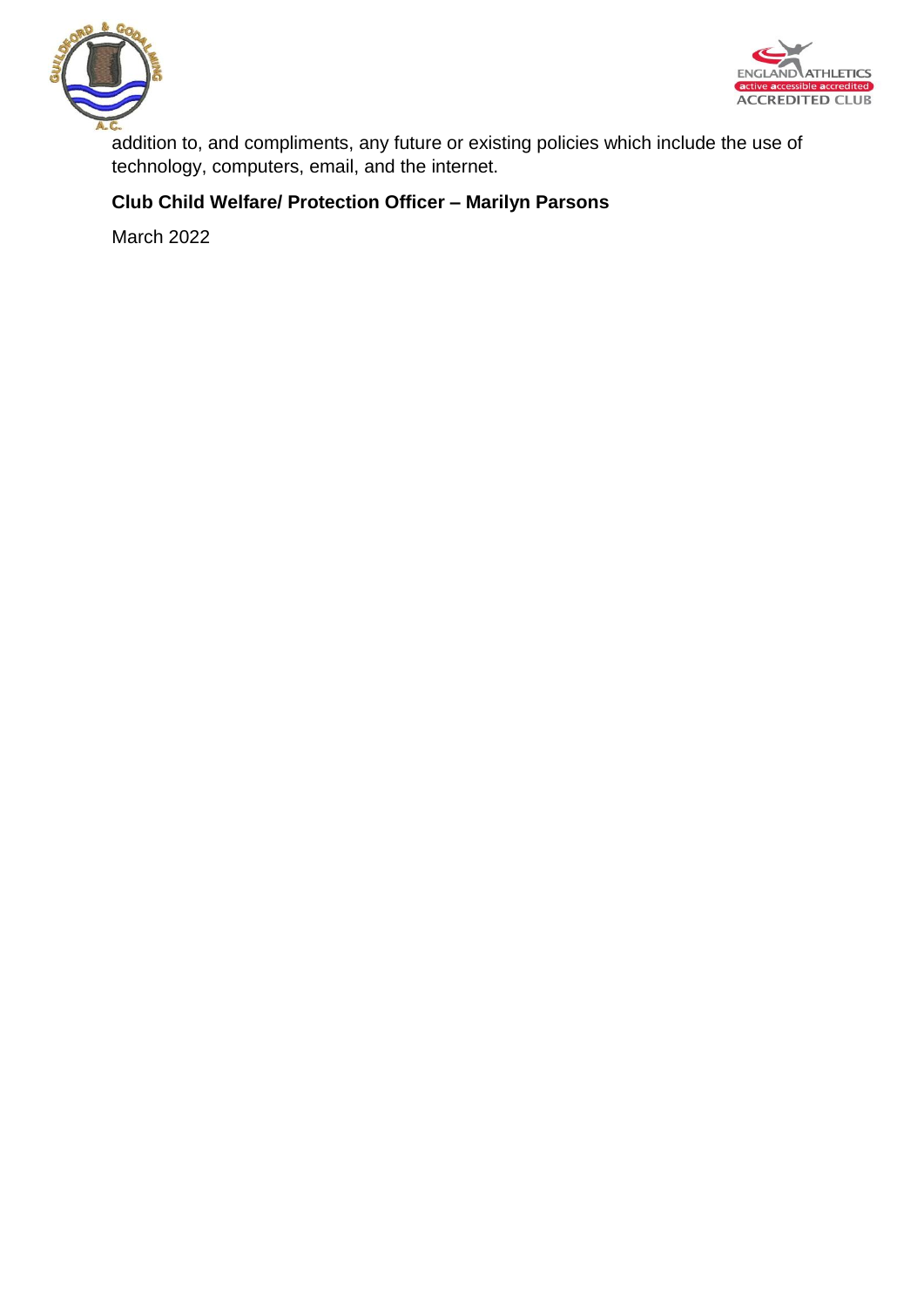addition to, and compliments, any future or existing policies which include the use of technology, computers, email, and the internet.

**Club Child Welfare/ Protection Officer – Marilyn Parsons**

March 2022